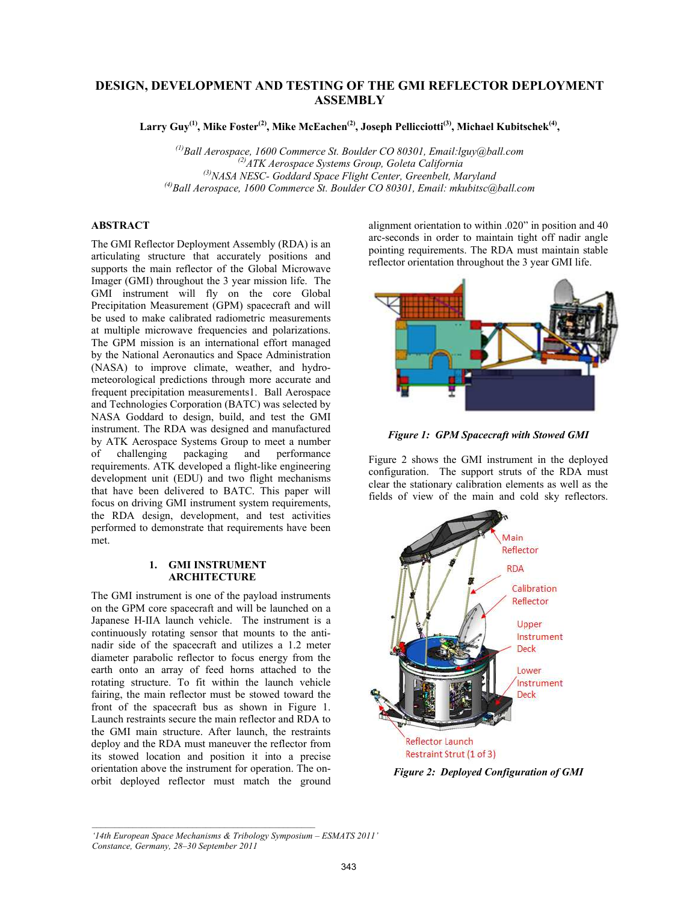# DESIGN, DEVELOPMENT AND TESTING OF THE GMI REFLECTOR DEPLOYMENT ASSEMBLY

**Larry Guy[1], Mike Foster[2], Mike McEachen[2], Joseph Pellicciotti[3], Michael Kubitschek[4],**

*[1]Ball Aerospace, 1600 Commerce St. Boulder CO 80301, Email:lguy@ball.com*
*[2]ATK Aerospace Systems Group, Goleta California*
*[3]NASA NESC- Goddard Space Flight Center, Greenbelt, Maryland*
*[4]Ball Aerospace, 1600 Commerce St. Boulder CO 80301, Email: mkubitsc@ball.com*

## ABSTRACT

The GMI Reflector Deployment Assembly (RDA) is an articulating structure that accurately positions and supports the main reflector of the Global Microwave Imager (GMI) throughout the 3 year mission life. The GMI instrument will fly on the core Global Precipitation Measurement (GPM) spacecraft and will be used to make calibrated radiometric measurements at multiple microwave frequencies and polarizations. The GPM mission is an international effort managed by the National Aeronautics and Space Administration (NASA) to improve climate, weather, and hydro-meteorological predictions through more accurate and frequent precipitation measurements1. Ball Aerospace and Technologies Corporation (BATC) was selected by NASA Goddard to design, build, and test the GMI instrument. The RDA was designed and manufactured by ATK Aerospace Systems Group to meet a number of challenging packaging and performance requirements. ATK developed a flight-like engineering development unit (EDU) and two flight mechanisms that have been delivered to BATC. This paper will focus on driving GMI instrument system requirements, the RDA design, development, and test activities performed to demonstrate that requirements have been met.

## 1. GMI INSTRUMENT ARCHITECTURE

The GMI instrument is one of the payload instruments on the GPM core spacecraft and will be launched on a Japanese H-IIA launch vehicle. The instrument is a continuously rotating sensor that mounts to the anti-nadir side of the spacecraft and utilizes a 1.2 meter diameter parabolic reflector to focus energy from the earth onto an array of feed horns attached to the rotating structure. To fit within the launch vehicle fairing, the main reflector must be stowed toward the front of the spacecraft bus as shown in Figure 1. Launch restraints secure the main reflector and RDA to the GMI main structure. After launch, the restraints deploy and the RDA must maneuver the reflector from its stowed location and position it into a precise orientation above the instrument for operation. The on-orbit deployed reflector must match the ground alignment orientation to within .020" in position and 40 arc-seconds in order to maintain tight off nadir angle pointing requirements. The RDA must maintain stable reflector orientation throughout the 3 year GMI life.

*Figure 1: GPM Spacecraft with Stowed GMI*

Figure 2 shows the GMI instrument in the deployed configuration. The support struts of the RDA must clear the stationary calibration elements as well as the fields of view of the main and cold sky reflectors.

Main Reflector
RDA
Calibration Reflector
Upper Instrument Deck
Lower Instrument Deck
Reflector Launch Restraint Strut (1 of 3)

*Figure 2: Deployed Configuration of GMI*

*'14th European Space Mechanisms & Tribology Symposium – ESMATS 2011'*
*Constance, Germany, 28–30 September 2011*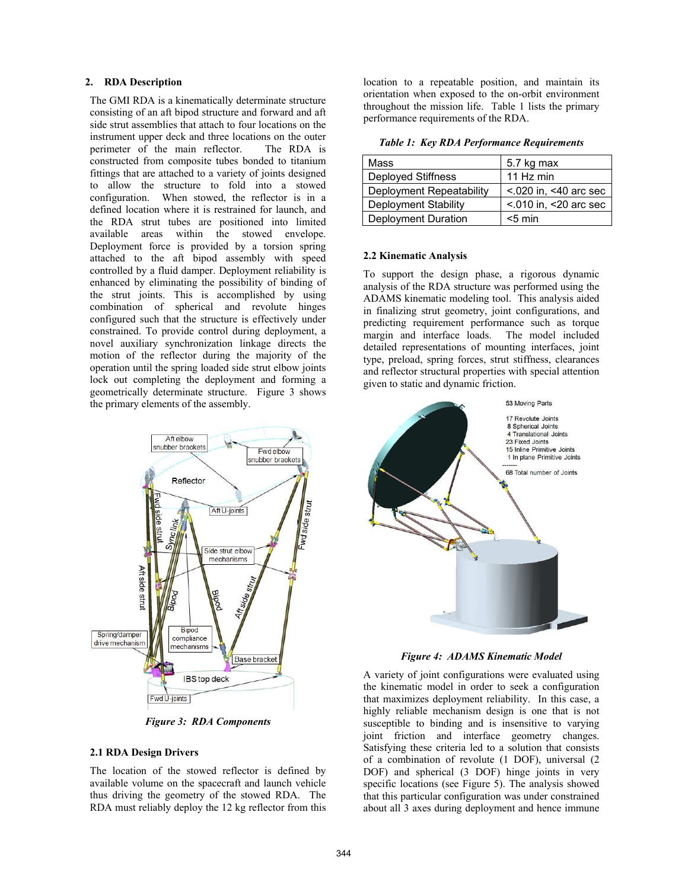## 2. RDA Description

The GMI RDA is a kinematically determinate structure consisting of an aft bipod structure and forward and aft side strut assemblies that attach to four locations on the instrument upper deck and three locations on the outer perimeter of the main reflector. The RDA is constructed from composite tubes bonded to titanium fittings that are attached to a variety of joints designed to allow the structure to fold into a stowed configuration. When stowed, the reflector is in a defined location where it is restrained for launch, and the RDA strut tubes are positioned into limited available areas within the stowed envelope. Deployment force is provided by a torsion spring attached to the aft bipod assembly with speed controlled by a fluid damper. Deployment reliability is enhanced by eliminating the possibility of binding of the strut joints. This is accomplished by using combination of spherical and revolute hinges configured such that the structure is effectively under constrained. To provide control during deployment, a novel auxiliary synchronization linkage directs the motion of the reflector during the majority of the operation until the spring loaded side strut elbow joints lock out completing the deployment and forming a geometrically determinate structure. Figure 3 shows the primary elements of the assembly.

*Figure 3: RDA Components*

### 2.1 RDA Design Drivers

The location of the stowed reflector is defined by available volume on the spacecraft and launch vehicle thus driving the geometry of the stowed RDA. The RDA must reliably deploy the 12 kg reflector from this location to a repeatable position, and maintain its orientation when exposed to the on-orbit environment throughout the mission life. Table 1 lists the primary performance requirements of the RDA.

*Table 1: Key RDA Performance Requirements*

| Mass | 5.7 kg max |
|---|---|
| Deployed Stiffness | 11 Hz min |
| Deployment Repeatability | <.020 in, <40 arc sec |
| Deployment Stability | <.010 in, <20 arc sec |
| Deployment Duration | <5 min |

### 2.2 Kinematic Analysis

To support the design phase, a rigorous dynamic analysis of the RDA structure was performed using the ADAMS kinematic modeling tool. This analysis aided in finalizing strut geometry, joint configurations, and predicting requirement performance such as torque margin and interface loads. The model included detailed representations of mounting interfaces, joint type, preload, spring forces, strut stiffness, clearances and reflector structural properties with special attention given to static and dynamic friction.

*Figure 4: ADAMS Kinematic Model*

A variety of joint configurations were evaluated using the kinematic model in order to seek a configuration that maximizes deployment reliability. In this case, a highly reliable mechanism design is one that is not susceptible to binding and is insensitive to varying joint friction and interface geometry changes. Satisfying these criteria led to a solution that consists of a combination of revolute (1 DOF), universal (2 DOF) and spherical (3 DOF) hinge joints in very specific locations (see Figure 5). The analysis showed that this particular configuration was under constrained about all 3 axes during deployment and hence immune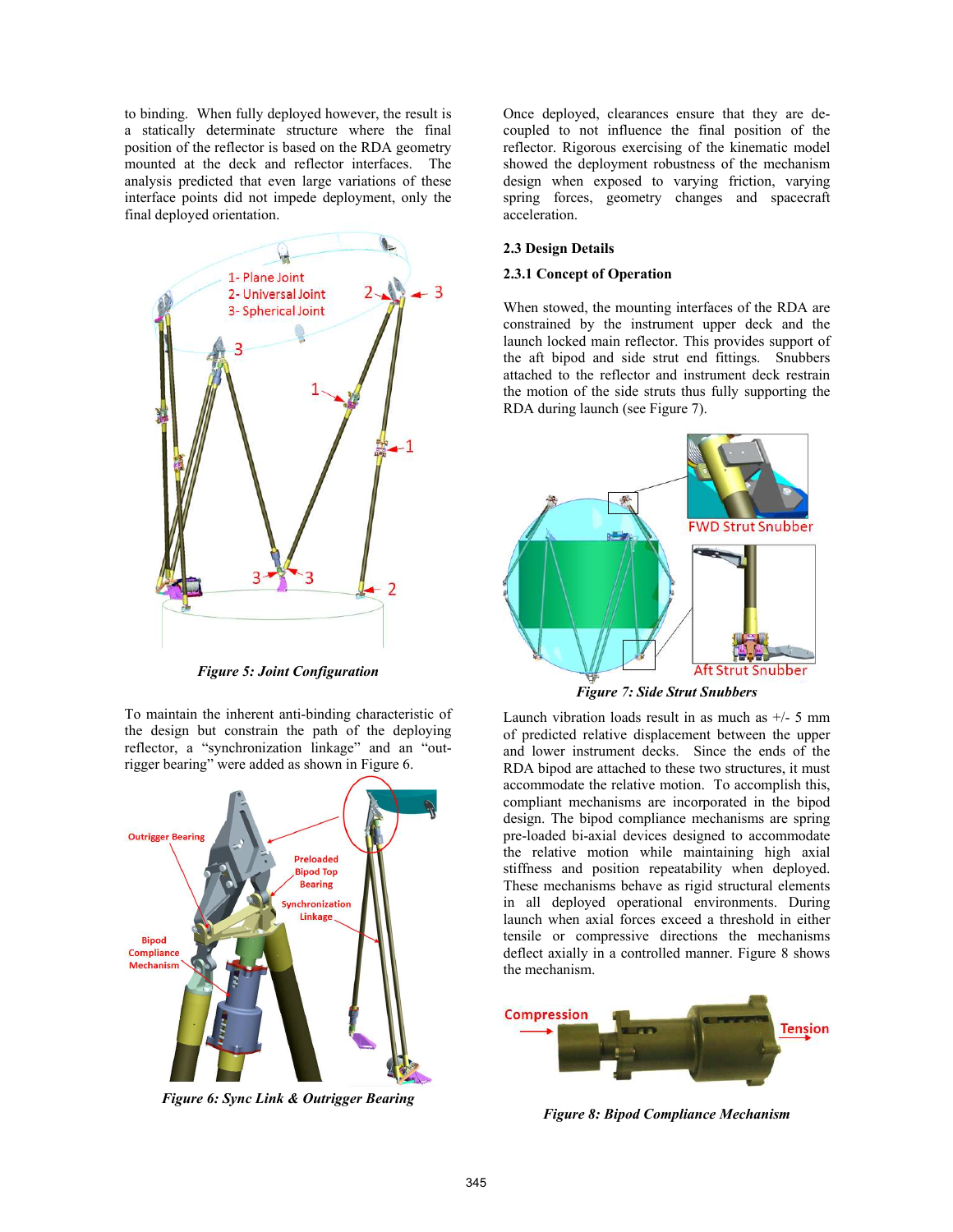to binding. When fully deployed however, the result is a statically determinate structure where the final position of the reflector is based on the RDA geometry mounted at the deck and reflector interfaces. The analysis predicted that even large variations of these interface points did not impede deployment, only the final deployed orientation.

*Figure 5: Joint Configuration*

To maintain the inherent anti-binding characteristic of the design but constrain the path of the deploying reflector, a "synchronization linkage" and an "out-rigger bearing" were added as shown in Figure 6.

*Figure 6: Sync Link & Outrigger Bearing*

Once deployed, clearances ensure that they are de-coupled to not influence the final position of the reflector. Rigorous exercising of the kinematic model showed the deployment mechanism robustness of the design when exposed to varying friction, varying spring forces, geometry changes and spacecraft acceleration.

### 2.3 Design Details

#### 2.3.1 Concept of Operation

When stowed, the mounting interfaces of the RDA are constrained by the instrument upper deck and the launch locked main reflector. This provides support of the aft bipod and side strut end fittings. Snubbers attached to the reflector and instrument deck restrain the motion of the side struts thus fully supporting the RDA during launch (see Figure 7).

*Figure 7: Side Strut Snubbers*

Launch vibration loads result in as much as +/- 5 mm of predicted relative displacement between the upper and lower instrument decks. Since the ends of the RDA bipod are attached to these two structures, it must accommodate the relative motion. To accomplish this, compliant mechanisms are incorporated in the bipod design. The bipod compliance mechanisms are spring pre-loaded bi-axial devices designed to accommodate the relative motion while maintaining high axial stiffness and position repeatability when deployed. These mechanisms behave as rigid structural elements in all deployed operational environments. During launch when axial forces exceed a threshold in either tensile or compressive directions the mechanisms deflect axially in a controlled manner. Figure 8 shows the mechanism.

*Figure 8: Bipod Compliance Mechanism*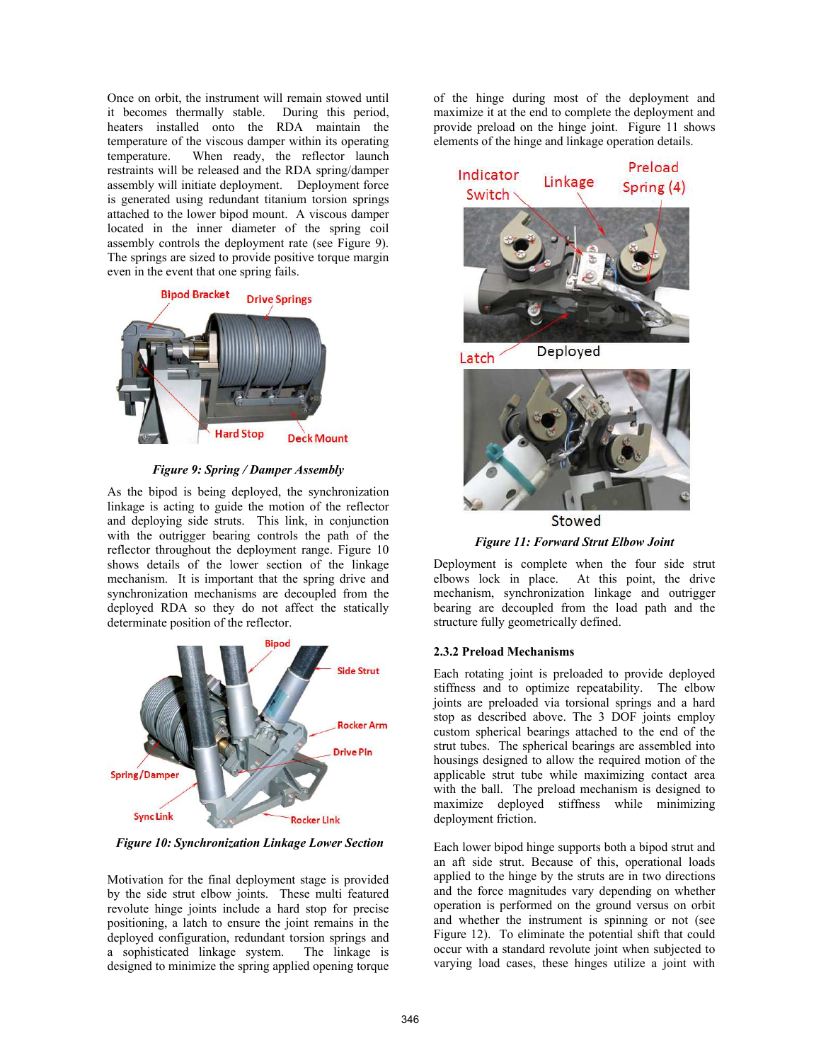Once on orbit, the instrument will remain stowed until it becomes thermally stable. During this period, heaters installed onto the RDA maintain the temperature of the viscous damper within its operating temperature. When ready, the reflector launch restraints will be released and the RDA spring/damper assembly will initiate deployment. Deployment force is generated using redundant titanium torsion springs attached to the lower bipod mount. A viscous damper located in the inner diameter of the spring coil assembly controls the deployment rate (see Figure 9). The springs are sized to provide positive torque margin even in the event that one spring fails.

*Figure 9: Spring / Damper Assembly*

As the bipod is being deployed, the synchronization linkage is acting to guide the motion of the reflector and deploying side struts. This link, in conjunction with the outrigger bearing controls the path of the reflector throughout the deployment range. Figure 10 shows details of the lower section of the linkage mechanism. It is important that the spring drive and synchronization mechanisms are decoupled from the deployed RDA so they do not affect the statically determinate position of the reflector.

*Figure 10: Synchronization Linkage Lower Section*

Motivation for the final deployment stage is provided by the side strut elbow joints. These multi featured revolute hinge joints include a hard stop for precise positioning, a latch to ensure the joint remains in the deployed configuration, redundant torsion springs and a sophisticated linkage system. The linkage is designed to minimize the spring applied opening torque of the hinge during most of the deployment and maximize it at the end to complete the deployment and provide preload on the hinge joint. Figure 11 shows elements of the hinge and linkage operation details.

*Figure 11: Forward Strut Elbow Joint*

Deployment is complete when the four side strut elbows lock in place. At this point, the drive mechanism, synchronization linkage and outrigger bearing are decoupled from the load path and the structure fully geometrically defined.

### 2.3.2 Preload Mechanisms

Each rotating joint is preloaded to provide deployed stiffness and to optimize repeatability. The elbow joints are preloaded via torsional springs and a hard stop as described above. The 3 DOF joints employ custom spherical bearings attached to the end of the strut tubes. The spherical bearings are assembled into housings designed to allow the required motion of the applicable strut tube while maximizing contact area with the ball. The preload mechanism is designed to maximize deployed stiffness while minimizing deployment friction.

Each lower bipod hinge supports both a bipod strut and an aft side strut. Because of this, operational loads applied to the hinge by the struts are in two directions and the force magnitudes vary depending on whether operation is performed on the ground versus on orbit and whether the instrument is spinning or not (see Figure 12). To eliminate the potential shift that could occur with a standard revolute joint when subjected to varying load cases, these hinges utilize a joint with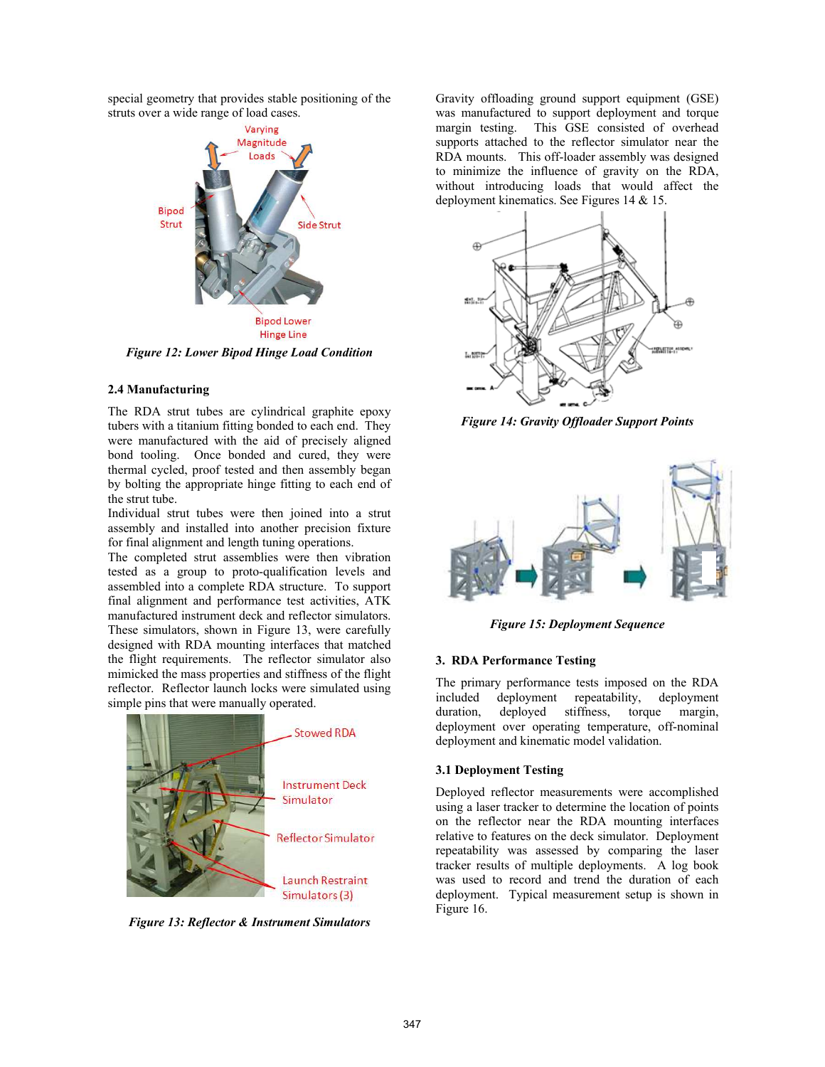special geometry that provides stable positioning of the struts over a wide range of load cases.

*Figure 12: Lower Bipod Hinge Load Condition*

### 2.4 Manufacturing

The RDA strut tubes are cylindrical graphite epoxy tubers with a titanium fitting bonded to each end. They were manufactured with the aid of precisely aligned bond tooling. Once bonded and cured, they were thermal cycled, proof tested and then assembly began by bolting the appropriate hinge fitting to each end of the strut tube.

Individual strut tubes were then joined into a strut assembly and installed into another precision fixture for final alignment and length tuning operations.

The completed strut assemblies were then vibration tested as a group to proto-qualification levels and assembled into a complete RDA structure. To support final alignment and performance test activities, ATK manufactured instrument deck and reflector simulators. These simulators, shown in Figure 13, were carefully designed with RDA mounting interfaces that matched the flight requirements. The reflector simulator also mimicked the mass properties and stiffness of the flight reflector. Reflector launch locks were simulated using simple pins that were manually operated.

*Figure 13: Reflector & Instrument Simulators*

Gravity offloading ground support equipment (GSE) was manufactured to support deployment and torque margin testing. This GSE consisted of overhead supports attached to the reflector simulator near the RDA mounts. This off-loader assembly was designed to minimize the influence of gravity on the RDA, without introducing loads that would affect the deployment kinematics. See Figures 14 & 15.

*Figure 14: Gravity Offloader Support Points*

*Figure 15: Deployment Sequence*

## 3. RDA Performance Testing

The primary performance tests imposed on the RDA included deployment repeatability, deployment duration, deployed stiffness, torque margin, deployment over operating temperature, off-nominal deployment and kinematic model validation.

### 3.1 Deployment Testing

Deployed reflector measurements were accomplished using a laser tracker to determine the location of points on the reflector near the RDA mounting interfaces relative to features on the deck simulator. Deployment repeatability was assessed by comparing the laser tracker results of multiple deployments. A log book was used to record and trend the duration of each deployment. Typical measurement setup is shown in Figure 16.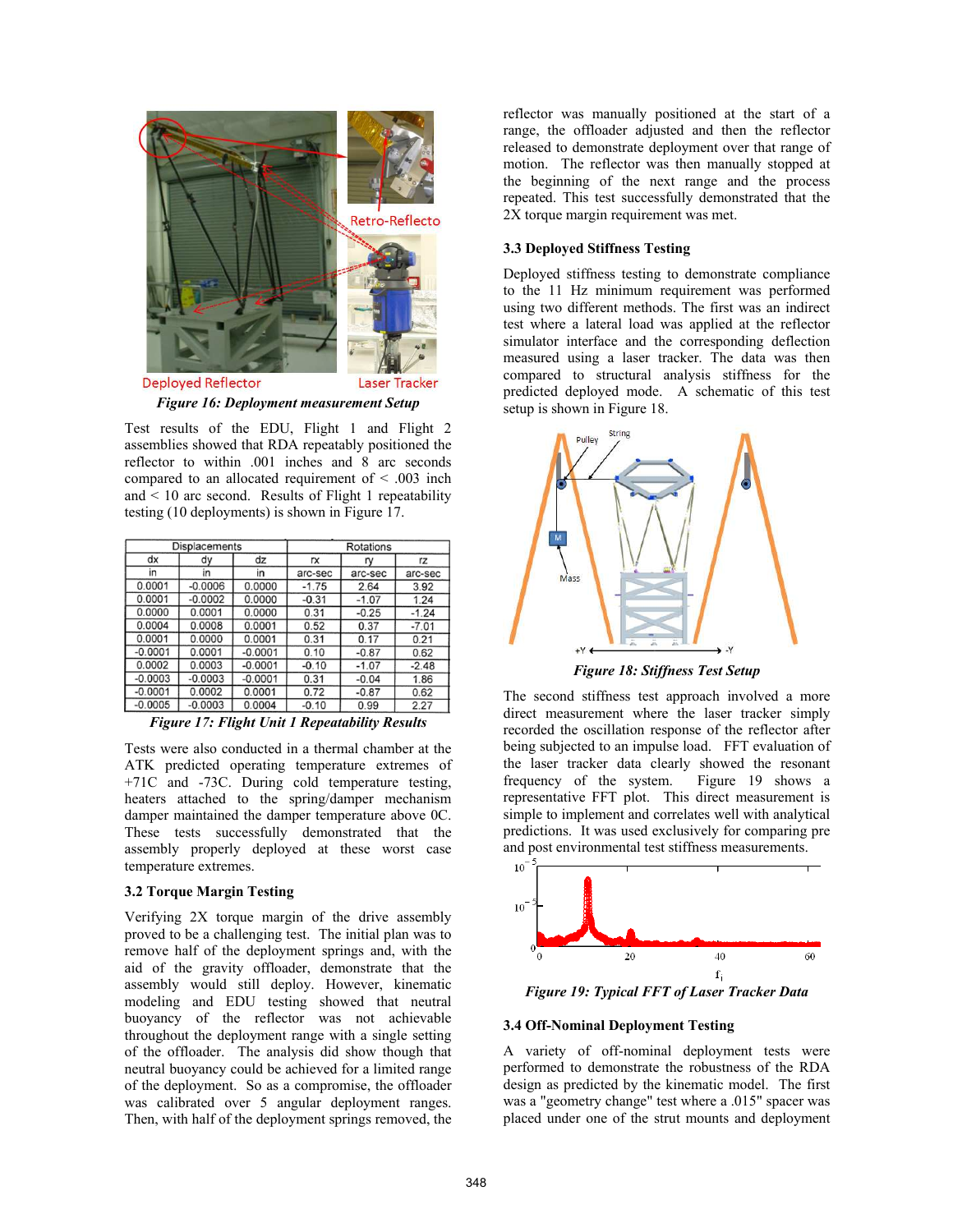Figure 16: Deployment measurement Setup

Test results of the EDU, Flight 1 and Flight 2 assemblies showed that RDA repeatably positioned the reflector to within .001 inches and 8 arc seconds compared to an allocated requirement of < .003 inch and < 10 arc second. Results of Flight 1 repeatability testing (10 deployments) is shown in Figure 17.

| Displacements | | | Rotations | | |
|---|---|---|---|---|---|
| dx | dy | dz | rx | ry | rz |
| in | in | in | arc-sec | arc-sec | arc-sec |
| 0.0001 | -0.0006 | 0.0000 | -1.75 | 2.64 | 3.92 |
| 0.0001 | -0.0002 | 0.0000 | -0.31 | -1.07 | 1.24 |
| 0.0000 | 0.0001 | 0.0000 | 0.31 | -0.25 | -1.24 |
| 0.0004 | 0.0008 | 0.0001 | 0.52 | 0.37 | -7.01 |
| 0.0001 | 0.0000 | 0.0001 | 0.31 | 0.17 | 0.21 |
| -0.0001 | 0.0001 | -0.0001 | 0.10 | -0.87 | 0.62 |
| 0.0002 | 0.0003 | -0.0001 | -0.10 | -1.07 | -2.48 |
| -0.0003 | -0.0003 | -0.0001 | 0.31 | -0.04 | 1.86 |
| -0.0001 | 0.0002 | 0.0001 | 0.72 | -0.87 | 0.62 |
| -0.0005 | -0.0003 | 0.0004 | -0.10 | 0.99 | 2.27 |

*Figure 17: Flight Unit 1 Repeatability Results*

Tests were also conducted in a thermal chamber at the ATK predicted operating temperature extremes of +71C and -73C. During cold temperature testing, heaters attached to the spring/damper mechanism damper maintained the damper temperature above 0C. These tests successfully demonstrated that the assembly properly deployed at these worst case temperature extremes.

### 3.2 Torque Margin Testing

Verifying 2X torque margin of the drive assembly proved to be a challenging test. The initial plan was to remove half of the deployment springs and, with the aid of the gravity offloader, demonstrate that the assembly would still deploy. However, kinematic modeling and EDU testing showed that neutral buoyancy of the reflector was not achievable throughout the deployment range with a single setting of the offloader. The analysis did show though that neutral buoyancy could be achieved for a limited range of the deployment. So as a compromise, the offloader was calibrated over 5 angular deployment ranges. Then, with half of the deployment springs removed, the reflector was manually positioned at the start of a range, the offloader adjusted and then the reflector released to demonstrate deployment over that range of motion. The reflector was then manually stopped at the beginning of the next range and the process repeated. This test successfully demonstrated that the 2X torque margin requirement was met.

### 3.3 Deployed Stiffness Testing

Deployed stiffness testing to demonstrate compliance to the 11 Hz minimum requirement was performed using two different methods. The first was an indirect test where a lateral load was applied at the reflector simulator interface and the corresponding deflection measured using a laser tracker. The data was then compared to structural analysis stiffness for the predicted deployed mode. A schematic of this test setup is shown in Figure 18.

*Figure 18: Stiffness Test Setup*

The second stiffness test approach involved a more direct measurement where the laser tracker simply recorded the oscillation response of the reflector after being subjected to an impulse load. FFT evaluation of the laser tracker data clearly showed the resonant frequency of the system. Figure 19 shows a representative FFT plot. This direct measurement is simple to implement and correlates well with analytical predictions. It was used exclusively for comparing pre and post environmental test stiffness measurements.

*Figure 19: Typical FFT of Laser Tracker Data*

### 3.4 Off-Nominal Deployment Testing

A variety of off-nominal deployment tests were performed to demonstrate the robustness of the RDA design as predicted by the kinematic model. The first was a "geometry change" test where a .015" spacer was placed under one of the strut mounts and deployment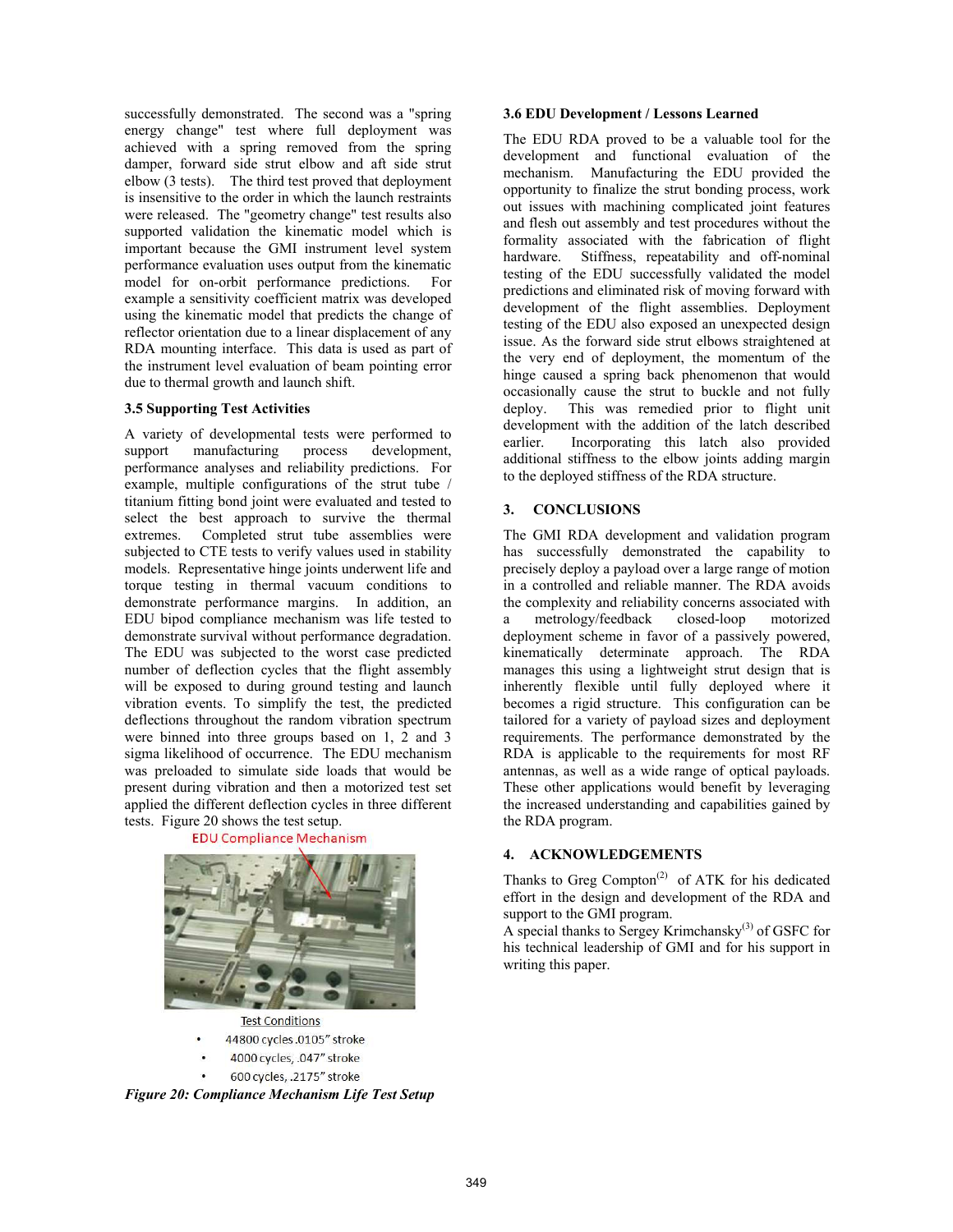successfully demonstrated. The second was a "spring energy change" test where full deployment was achieved with a spring removed from the spring damper, forward side strut elbow and aft side strut elbow (3 tests). The third test proved that deployment is insensitive to the order in which the launch restraints were released. The "geometry change" test results also supported validation the kinematic model which is important because the GMI instrument level system performance evaluation uses output from the kinematic model for on-orbit performance predictions. For example a sensitivity coefficient matrix was developed using the kinematic model that predicts the change of reflector orientation due to a linear displacement of any RDA mounting interface. This data is used as part of the instrument level evaluation of beam pointing error due to thermal growth and launch shift.

### 3.5 Supporting Test Activities

A variety of developmental tests were performed to support manufacturing process development, performance analyses and reliability predictions. For example, multiple configurations of the strut tube / titanium fitting bond joint were evaluated and tested to select the best approach to survive the thermal extremes. Completed strut tube assemblies were subjected to CTE tests to verify values used in stability models. Representative hinge joints underwent life and torque testing in thermal vacuum conditions to demonstrate performance margins. In addition, an EDU bipod compliance mechanism was life tested to demonstrate survival without performance degradation. The EDU was subjected to the worst case predicted number of deflection cycles that the flight assembly will be exposed to during ground testing and launch vibration events. To simplify the test, the predicted deflections throughout the random vibration spectrum were binned into three groups based on 1, 2 and 3 sigma likelihood of occurrence. The EDU mechanism was preloaded to simulate side loads that would be present during vibration and then a motorized test set applied the different deflection cycles in three different tests. Figure 20 shows the test setup.

EDU Compliance Mechanism

Test Conditions

- 44800 cycles .0105" stroke
- 4000 cycles, .047" stroke
- 600 cycles, .2175" stroke

*Figure 20: Compliance Mechanism Life Test Setup*

### 3.6 EDU Development / Lessons Learned

The EDU RDA proved to be a valuable tool for the development and functional evaluation of the mechanism. Manufacturing the EDU provided the opportunity to finalize the strut bonding process, work out issues with machining complicated joint features and flesh out assembly and test procedures without the formality associated with the fabrication of flight hardware. Stiffness, repeatability and off-nominal testing of the EDU successfully validated the model predictions and eliminated risk of moving forward with development of the flight assemblies. Deployment testing of the EDU also exposed an unexpected design issue. As the forward side strut elbows straightened at the very end of deployment, the momentum of the hinge caused a spring back phenomenon that would occasionally cause the strut to buckle and not fully deploy. This was remedied prior to flight unit development with the addition of the latch described earlier. Incorporating this latch also provided additional stiffness to the elbow joints adding margin to the deployed stiffness of the RDA structure.

## 3. CONCLUSIONS

The GMI RDA development and validation program has successfully demonstrated the capability to precisely deploy a payload over a large range of motion in a controlled and reliable manner. The RDA avoids the complexity and reliability concerns associated with a metrology/feedback closed-loop motorized deployment scheme in favor of a passively powered, kinematically determinate approach. The RDA manages this using a lightweight strut design that is inherently flexible until fully deployed where it becomes a rigid structure. This configuration can be tailored for a variety of payload sizes and deployment requirements. The performance demonstrated by the RDA is applicable to the requirements for most RF antennas, as well as a wide range of optical payloads. These other applications would benefit by leveraging the increased understanding and capabilities gained by the RDA program.

## 4. ACKNOWLEDGEMENTS

Thanks to Greg Compton[2] of ATK for his dedicated effort in the design and development of the RDA and support to the GMI program.

A special thanks to Sergey Krimchansky[3] of GSFC for his technical leadership of GMI and for his support in writing this paper.